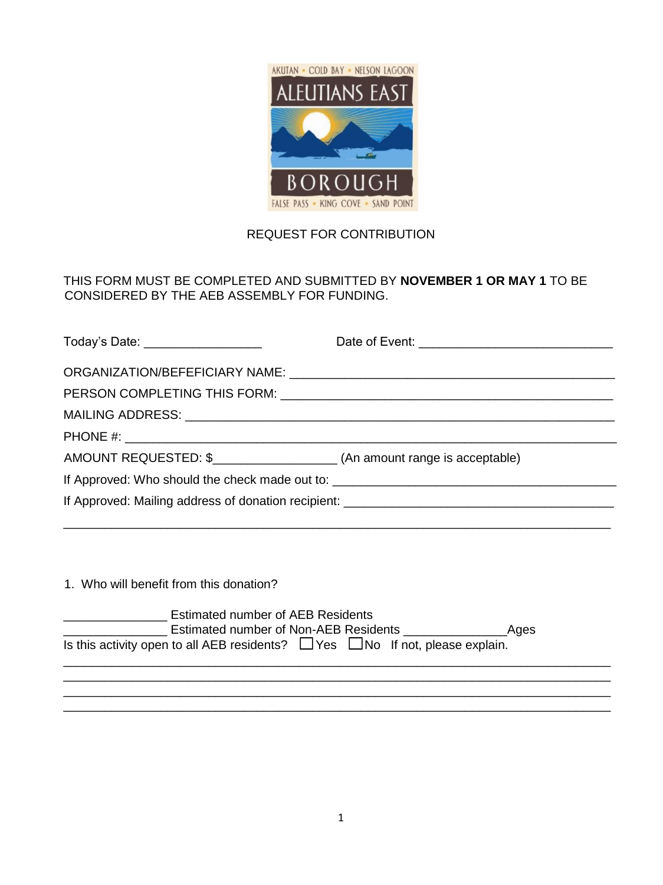AKUTAN • COLD BAY • NELSON LAGOON

ALEUTIANS EAST

BOROUGH

FALSE PASS • KING COVE • SAND POINT

REQUEST FOR CONTRIBUTION

THIS FORM MUST BE COMPLETED AND SUBMITTED BY **NOVEMBER 1 OR MAY 1** TO BE CONSIDERED BY THE AEB ASSEMBLY FOR FUNDING.

Today's Date: _________________ Date of Event: ____________________________

ORGANIZATION/BEFEFICIARY NAME: _______________________________________________

PERSON COMPLETING THIS FORM: ________________________________________________

MAILING ADDRESS: _________________________________________________________

PHONE #: ________________________________________________________________

AMOUNT REQUESTED: $__________________ (An amount range is acceptable)

If Approved: Who should the check made out to: __________________________________________

If Approved: Mailing address of donation recipient: _______________________________________

_____________________________________________________________________________

1. Who will benefit from this donation?

_______________ Estimated number of AEB Residents
_______________ Estimated number of Non-AEB Residents _______________Ages
Is this activity open to all AEB residents? ☐ Yes ☐ No If not, please explain.

_____________________________________________________________________________
_____________________________________________________________________________
_____________________________________________________________________________
_____________________________________________________________________________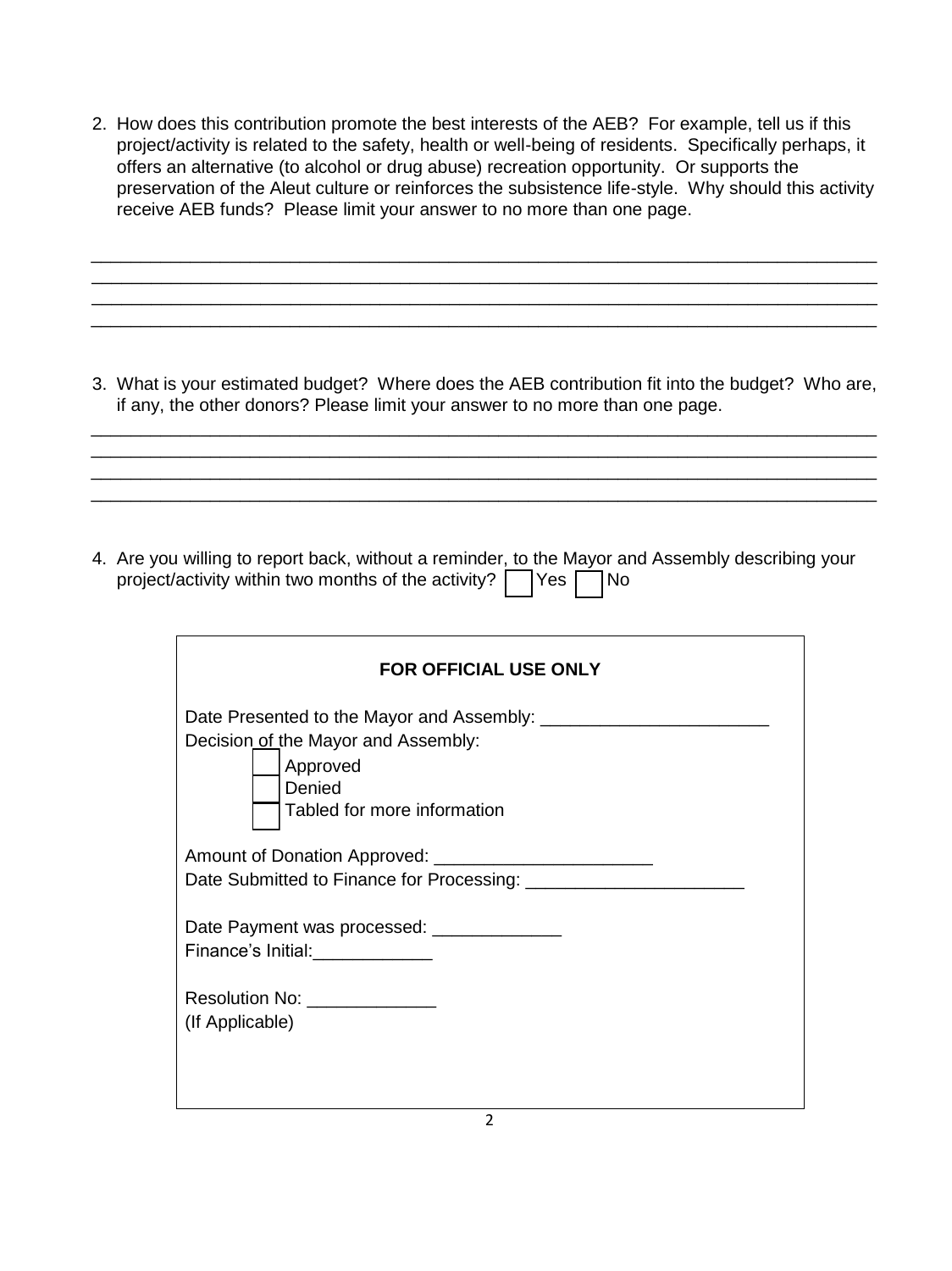2. How does this contribution promote the best interests of the AEB? For example, tell us if this project/activity is related to the safety, health or well-being of residents. Specifically perhaps, it offers an alternative (to alcohol or drug abuse) recreation opportunity. Or supports the preservation of the Aleut culture or reinforces the subsistence life-style. Why should this activity receive AEB funds? Please limit your answer to no more than one page.

________________________________________________________________________________
________________________________________________________________________________
________________________________________________________________________________
________________________________________________________________________________

3. What is your estimated budget? Where does the AEB contribution fit into the budget? Who are, if any, the other donors? Please limit your answer to no more than one page.

________________________________________________________________________________
________________________________________________________________________________
________________________________________________________________________________
________________________________________________________________________________

4. Are you willing to report back, without a reminder, to the Mayor and Assembly describing your project/activity within two months of the activity? ☐ Yes ☐ No

**FOR OFFICIAL USE ONLY**

Date Presented to the Mayor and Assembly: _______________________

Decision of the Mayor and Assembly:

- ☐ Approved
- ☐ Denied
- ☐ Tabled for more information

Amount of Donation Approved: ______________________

Date Submitted to Finance for Processing: ______________________

Date Payment was processed: _____________

Finance's Initial:____________

Resolution No: _____________

(If Applicable)